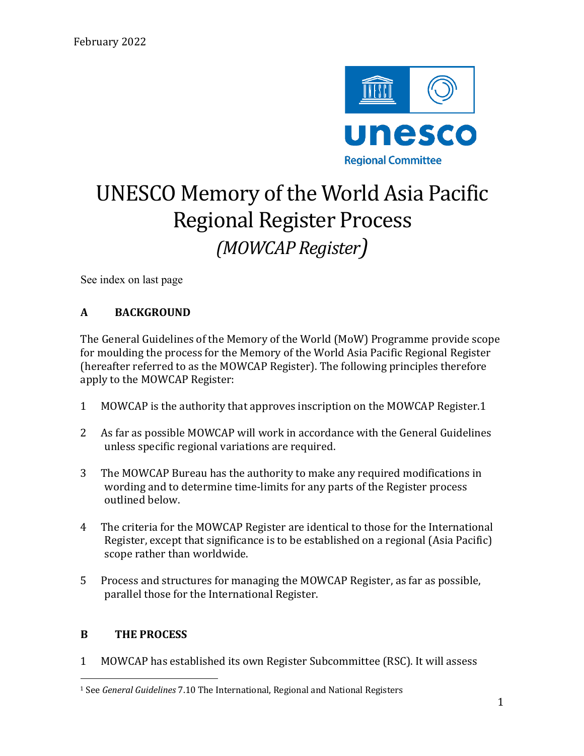February 2022

unesco
Regional Committee

# UNESCO Memory of the World Asia Pacific Regional Register Process

## *(MOWCAP Register)*

See index on last page

## A BACKGROUND

The General Guidelines of the Memory of the World (MoW) Programme provide scope for moulding the process for the Memory of the World Asia Pacific Regional Register (hereafter referred to as the MOWCAP Register). The following principles therefore apply to the MOWCAP Register:

1. MOWCAP is the authority that approves inscription on the MOWCAP Register.[1]

2. As far as possible MOWCAP will work in accordance with the General Guidelines unless specific regional variations are required.

3. The MOWCAP Bureau has the authority to make any required modifications in wording and to determine time-limits for any parts of the Register process outlined below.

4. The criteria for the MOWCAP Register are identical to those for the International Register, except that significance is to be established on a regional (Asia Pacific) scope rather than worldwide.

5. Process and structures for managing the MOWCAP Register, as far as possible, parallel those for the International Register.

## B THE PROCESS

1. MOWCAP has established its own Register Subcommittee (RSC). It will assess

[1] See *General Guidelines* 7.10 The International, Regional and National Registers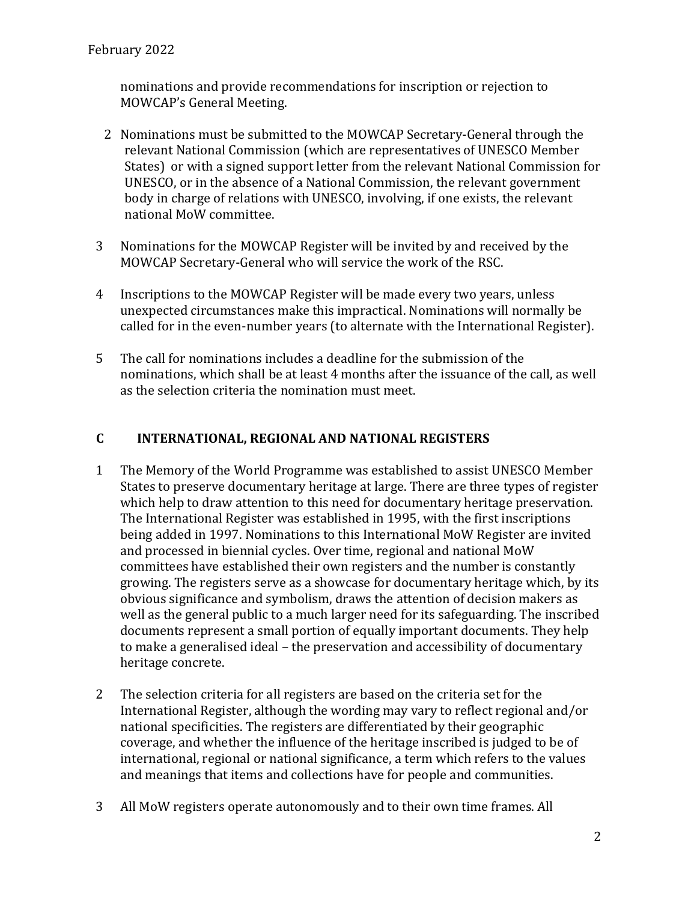nominations and provide recommendations for inscription or rejection to MOWCAP's General Meeting.

2. Nominations must be submitted to the MOWCAP Secretary-General through the relevant National Commission (which are representatives of UNESCO Member States) or with a signed support letter from the relevant National Commission for UNESCO, or in the absence of a National Commission, the relevant government body in charge of relations with UNESCO, involving, if one exists, the relevant national MoW committee.

3. Nominations for the MOWCAP Register will be invited by and received by the MOWCAP Secretary-General who will service the work of the RSC.

4. Inscriptions to the MOWCAP Register will be made every two years, unless unexpected circumstances make this impractical. Nominations will normally be called for in the even-number years (to alternate with the International Register).

5. The call for nominations includes a deadline for the submission of the nominations, which shall be at least 4 months after the issuance of the call, as well as the selection criteria the nomination must meet.

## C INTERNATIONAL, REGIONAL AND NATIONAL REGISTERS

1. The Memory of the World Programme was established to assist UNESCO Member States to preserve documentary heritage at large. There are three types of register which help to draw attention to this need for documentary heritage preservation. The International Register was established in 1995, with the first inscriptions being added in 1997. Nominations to this International MoW Register are invited and processed in biennial cycles. Over time, regional and national MoW committees have established their own registers and the number is constantly growing. The registers serve as a showcase for documentary heritage which, by its obvious significance and symbolism, draws the attention of decision makers as well as the general public to a much larger need for its safeguarding. The inscribed documents represent a small portion of equally important documents. They help to make a generalised ideal – the preservation and accessibility of documentary heritage concrete.

2. The selection criteria for all registers are based on the criteria set for the International Register, although the wording may vary to reflect regional and/or national specificities. The registers are differentiated by their geographic coverage, and whether the influence of the heritage inscribed is judged to be of international, regional or national significance, a term which refers to the values and meanings that items and collections have for people and communities.

3. All MoW registers operate autonomously and to their own time frames. All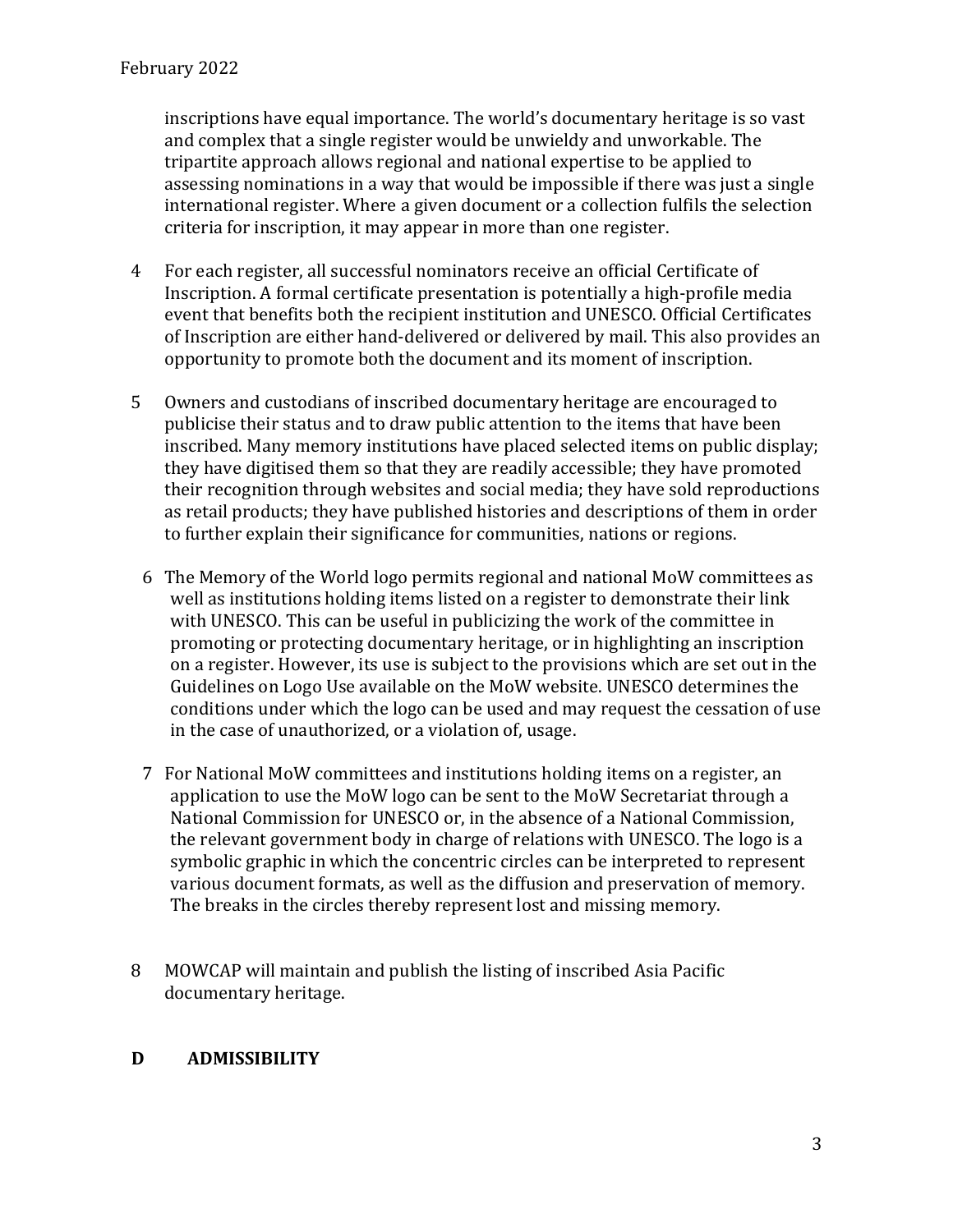inscriptions have equal importance. The world's documentary heritage is so vast and complex that a single register would be unwieldy and unworkable. The tripartite approach allows regional and national expertise to be applied to assessing nominations in a way that would be impossible if there was just a single international register. Where a given document or a collection fulfils the selection criteria for inscription, it may appear in more than one register.

4. For each register, all successful nominators receive an official Certificate of Inscription. A formal certificate presentation is potentially a high-profile media event that benefits both the recipient institution and UNESCO. Official Certificates of Inscription are either hand-delivered or delivered by mail. This also provides an opportunity to promote both the document and its moment of inscription.

5. Owners and custodians of inscribed documentary heritage are encouraged to publicise their status and to draw public attention to the items that have been inscribed. Many memory institutions have placed selected items on public display; they have digitised them so that they are readily accessible; they have promoted their recognition through websites and social media; they have sold reproductions as retail products; they have published histories and descriptions of them in order to further explain their significance for communities, nations or regions.

6. The Memory of the World logo permits regional and national MoW committees as well as institutions holding items listed on a register to demonstrate their link with UNESCO. This can be useful in publicizing the work of the committee in promoting or protecting documentary heritage, or in highlighting an inscription on a register. However, its use is subject to the provisions which are set out in the Guidelines on Logo Use available on the MoW website. UNESCO determines the conditions under which the logo can be used and may request the cessation of use in the case of unauthorized, or a violation of, usage.

7. For National MoW committees and institutions holding items on a register, an application to use the MoW logo can be sent to the MoW Secretariat through a National Commission for UNESCO or, in the absence of a National Commission, the relevant government body in charge of relations with UNESCO. The logo is a symbolic graphic in which the concentric circles can be interpreted to represent various document formats, as well as the diffusion and preservation of memory. The breaks in the circles thereby represent lost and missing memory.

8. MOWCAP will maintain and publish the listing of inscribed Asia Pacific documentary heritage.

## D ADMISSIBILITY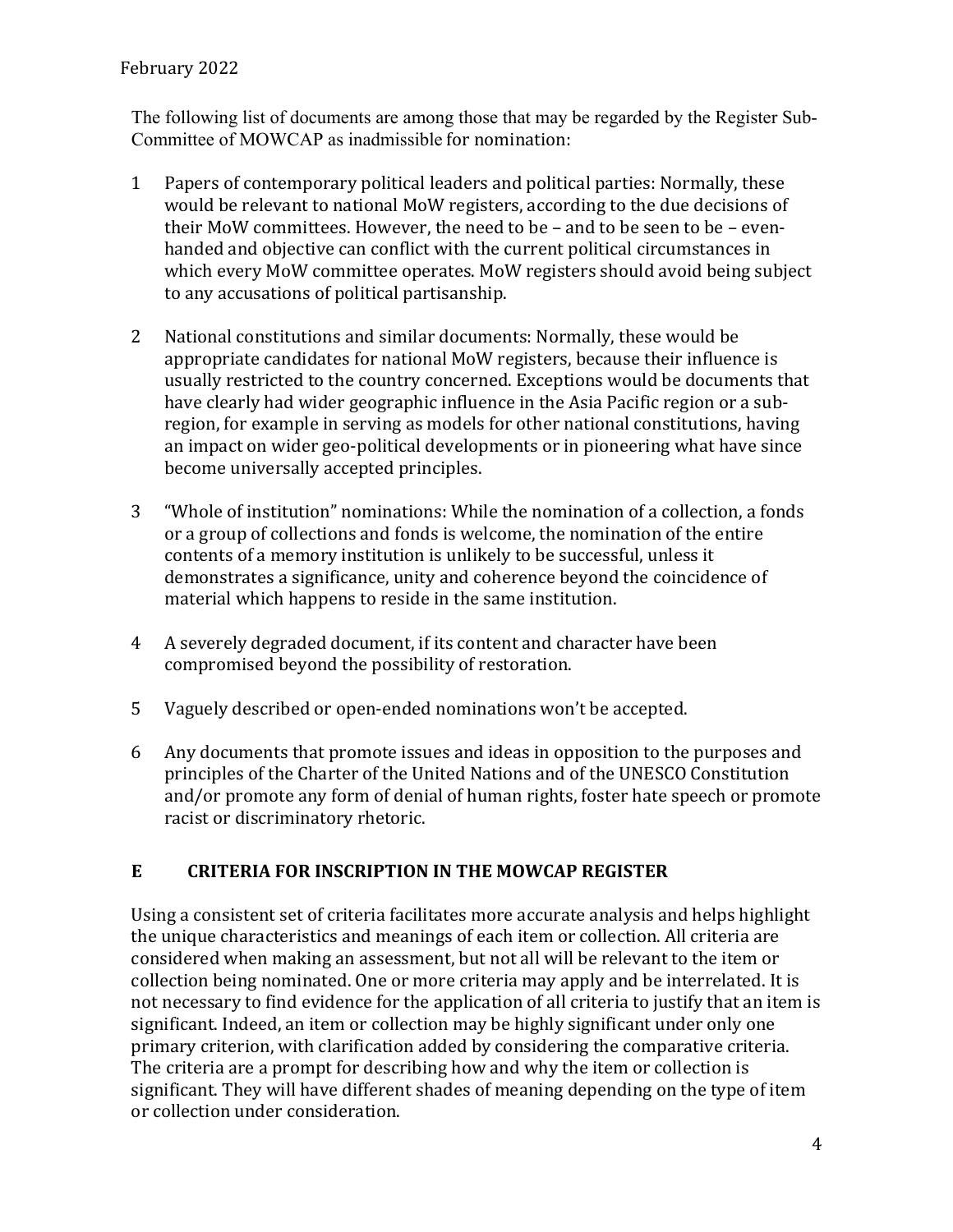The following list of documents are among those that may be regarded by the Register Sub-Committee of MOWCAP as inadmissible for nomination:

1. Papers of contemporary political leaders and political parties: Normally, these would be relevant to national MoW registers, according to the due decisions of their MoW committees. However, the need to be – and to be seen to be – even-handed and objective can conflict with the current political circumstances in which every MoW committee operates. MoW registers should avoid being subject to any accusations of political partisanship.

2. National constitutions and similar documents: Normally, these would be appropriate candidates for national MoW registers, because their influence is usually restricted to the country concerned. Exceptions would be documents that have clearly had wider geographic influence in the Asia Pacific region or a sub-region, for example in serving as models for other national constitutions, having an impact on wider geo-political developments or in pioneering what have since become universally accepted principles.

3. "Whole of institution" nominations: While the nomination of a collection, a fonds or a group of collections and fonds is welcome, the nomination of the entire contents of a memory institution is unlikely to be successful, unless it demonstrates a significance, unity and coherence beyond the coincidence of material which happens to reside in the same institution.

4. A severely degraded document, if its content and character have been compromised beyond the possibility of restoration.

5. Vaguely described or open-ended nominations won't be accepted.

6. Any documents that promote issues and ideas in opposition to the purposes and principles of the Charter of the United Nations and of the UNESCO Constitution and/or promote any form of denial of human rights, foster hate speech or promote racist or discriminatory rhetoric.

## E CRITERIA FOR INSCRIPTION IN THE MOWCAP REGISTER

Using a consistent set of criteria facilitates more accurate analysis and helps highlight the unique characteristics and meanings of each item or collection. All criteria are considered when making an assessment, but not all will be relevant to the item or collection being nominated. One or more criteria may apply and be interrelated. It is not necessary to find evidence for the application of all criteria to justify that an item is significant. Indeed, an item or collection may be highly significant under only one primary criterion, with clarification added by considering the comparative criteria. The criteria are a prompt for describing how and why the item or collection is significant. They will have different shades of meaning depending on the type of item or collection under consideration.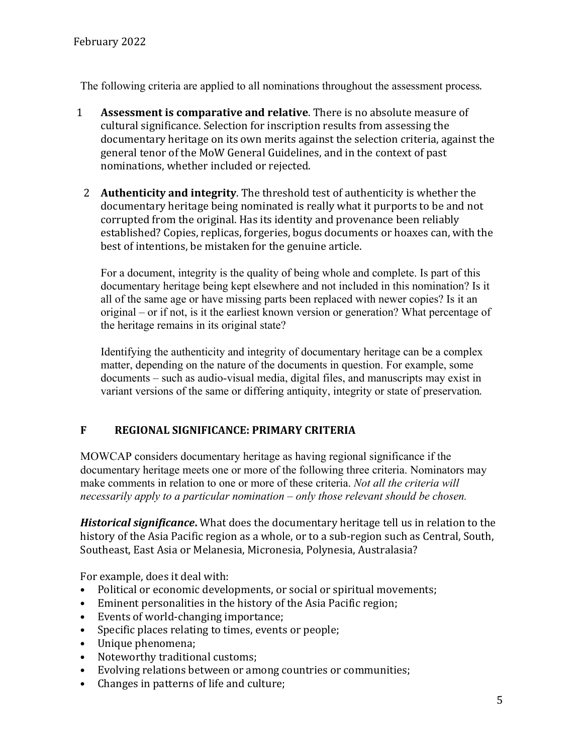The following criteria are applied to all nominations throughout the assessment process.

1. **Assessment is comparative and relative**. There is no absolute measure of cultural significance. Selection for inscription results from assessing the documentary heritage on its own merits against the selection criteria, against the general tenor of the MoW General Guidelines, and in the context of past nominations, whether included or rejected.

2. **Authenticity and integrity**. The threshold test of authenticity is whether the documentary heritage being nominated is really what it purports to be and not corrupted from the original. Has its identity and provenance been reliably established? Copies, replicas, forgeries, bogus documents or hoaxes can, with the best of intentions, be mistaken for the genuine article.

   For a document, integrity is the quality of being whole and complete. Is part of this documentary heritage being kept elsewhere and not included in this nomination? Is it all of the same age or have missing parts been replaced with newer copies? Is it an original – or if not, is it the earliest known version or generation? What percentage of the heritage remains in its original state?

   Identifying the authenticity and integrity of documentary heritage can be a complex matter, depending on the nature of the documents in question. For example, some documents – such as audio-visual media, digital files, and manuscripts may exist in variant versions of the same or differing antiquity, integrity or state of preservation.

## F REGIONAL SIGNIFICANCE: PRIMARY CRITERIA

MOWCAP considers documentary heritage as having regional significance if the documentary heritage meets one or more of the following three criteria. Nominators may make comments in relation to one or more of these criteria. *Not all the criteria will necessarily apply to a particular nomination – only those relevant should be chosen.*

***Historical significance***. What does the documentary heritage tell us in relation to the history of the Asia Pacific region as a whole, or to a sub-region such as Central, South, Southeast, East Asia or Melanesia, Micronesia, Polynesia, Australasia?

For example, does it deal with:

- Political or economic developments, or social or spiritual movements;
- Eminent personalities in the history of the Asia Pacific region;
- Events of world-changing importance;
- Specific places relating to times, events or people;
- Unique phenomena;
- Noteworthy traditional customs;
- Evolving relations between or among countries or communities;
- Changes in patterns of life and culture;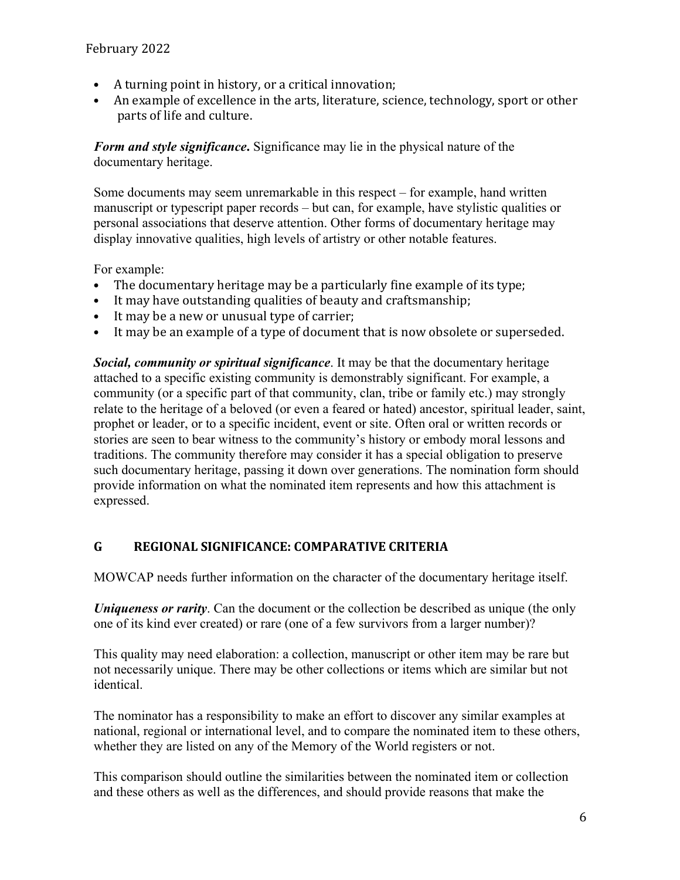- A turning point in history, or a critical innovation;
- An example of excellence in the arts, literature, science, technology, sport or other parts of life and culture.

***Form and style significance*.** Significance may lie in the physical nature of the documentary heritage.

Some documents may seem unremarkable in this respect – for example, hand written manuscript or typescript paper records – but can, for example, have stylistic qualities or personal associations that deserve attention. Other forms of documentary heritage may display innovative qualities, high levels of artistry or other notable features.

For example:

- The documentary heritage may be a particularly fine example of its type;
- It may have outstanding qualities of beauty and craftsmanship;
- It may be a new or unusual type of carrier;
- It may be an example of a type of document that is now obsolete or superseded.

***Social, community or spiritual significance***. It may be that the documentary heritage attached to a specific existing community is demonstrably significant. For example, a community (or a specific part of that community, clan, tribe or family etc.) may strongly relate to the heritage of a beloved (or even a feared or hated) ancestor, spiritual leader, saint, prophet or leader, or to a specific incident, event or site. Often oral or written records or stories are seen to bear witness to the community's history or embody moral lessons and traditions. The community therefore may consider it has a special obligation to preserve such documentary heritage, passing it down over generations. The nomination form should provide information on what the nominated item represents and how this attachment is expressed.

## G REGIONAL SIGNIFICANCE: COMPARATIVE CRITERIA

MOWCAP needs further information on the character of the documentary heritage itself.

***Uniqueness or rarity***. Can the document or the collection be described as unique (the only one of its kind ever created) or rare (one of a few survivors from a larger number)?

This quality may need elaboration: a collection, manuscript or other item may be rare but not necessarily unique. There may be other collections or items which are similar but not identical.

The nominator has a responsibility to make an effort to discover any similar examples at national, regional or international level, and to compare the nominated item to these others, whether they are listed on any of the Memory of the World registers or not.

This comparison should outline the similarities between the nominated item or collection and these others as well as the differences, and should provide reasons that make the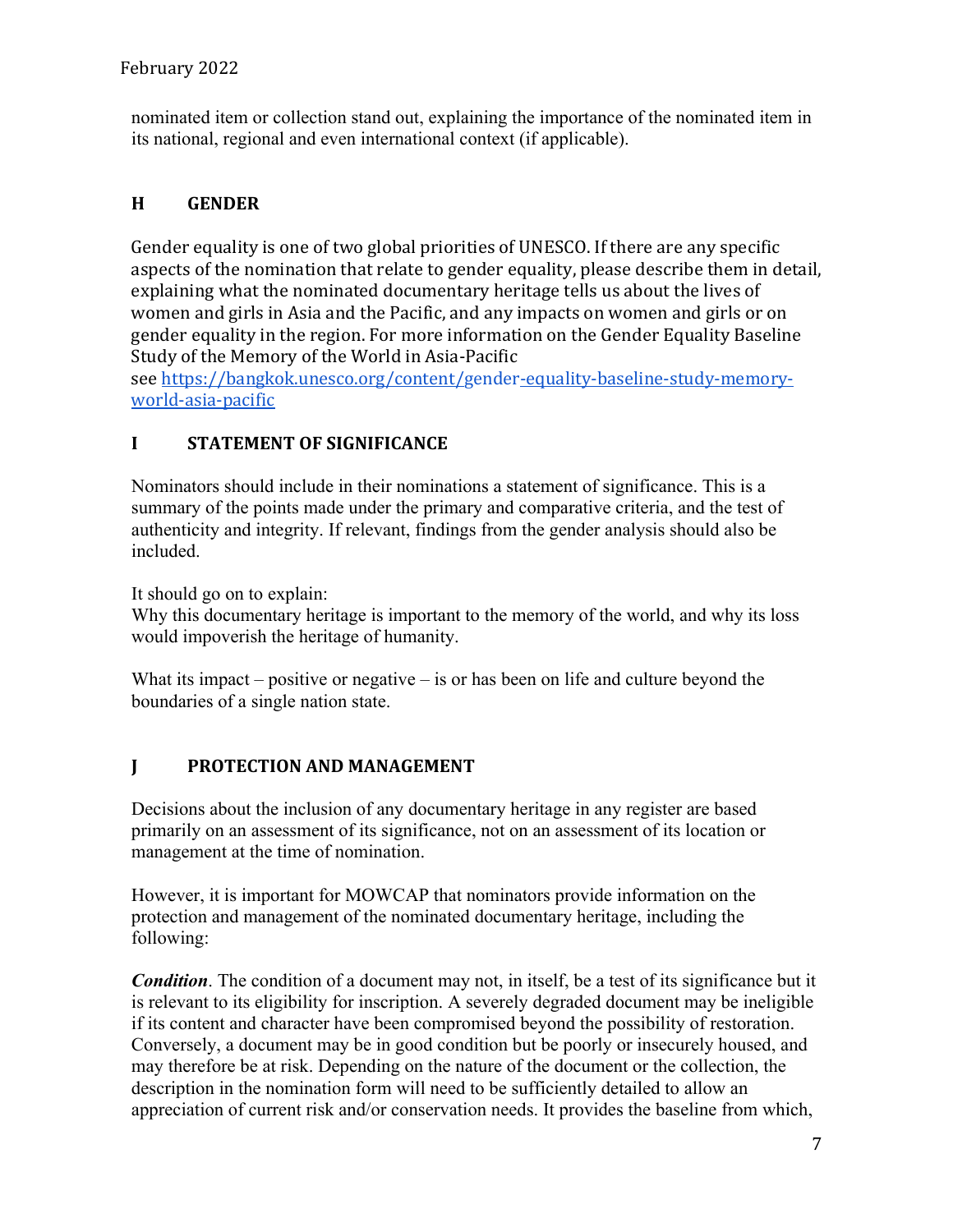nominated item or collection stand out, explaining the importance of the nominated item in its national, regional and even international context (if applicable).

## H GENDER

Gender equality is one of two global priorities of UNESCO. If there are any specific aspects of the nomination that relate to gender equality, please describe them in detail, explaining what the nominated documentary heritage tells us about the lives of women and girls in Asia and the Pacific, and any impacts on women and girls or on gender equality in the region. For more information on the Gender Equality Baseline Study of the Memory of the World in Asia-Pacific see [https://bangkok.unesco.org/content/gender-equality-baseline-study-memory-world-asia-pacific](https://bangkok.unesco.org/content/gender-equality-baseline-study-memory-world-asia-pacific)

## I STATEMENT OF SIGNIFICANCE

Nominators should include in their nominations a statement of significance. This is a summary of the points made under the primary and comparative criteria, and the test of authenticity and integrity. If relevant, findings from the gender analysis should also be included.

It should go on to explain:
Why this documentary heritage is important to the memory of the world, and why its loss would impoverish the heritage of humanity.

What its impact – positive or negative – is or has been on life and culture beyond the boundaries of a single nation state.

## J PROTECTION AND MANAGEMENT

Decisions about the inclusion of any documentary heritage in any register are based primarily on an assessment of its significance, not on an assessment of its location or management at the time of nomination.

However, it is important for MOWCAP that nominators provide information on the protection and management of the nominated documentary heritage, including the following:

***Condition***. The condition of a document may not, in itself, be a test of its significance but it is relevant to its eligibility for inscription. A severely degraded document may be ineligible if its content and character have been compromised beyond the possibility of restoration. Conversely, a document may be in good condition but be poorly or insecurely housed, and may therefore be at risk. Depending on the nature of the document or the collection, the description in the nomination form will need to be sufficiently detailed to allow an appreciation of current risk and/or conservation needs. It provides the baseline from which,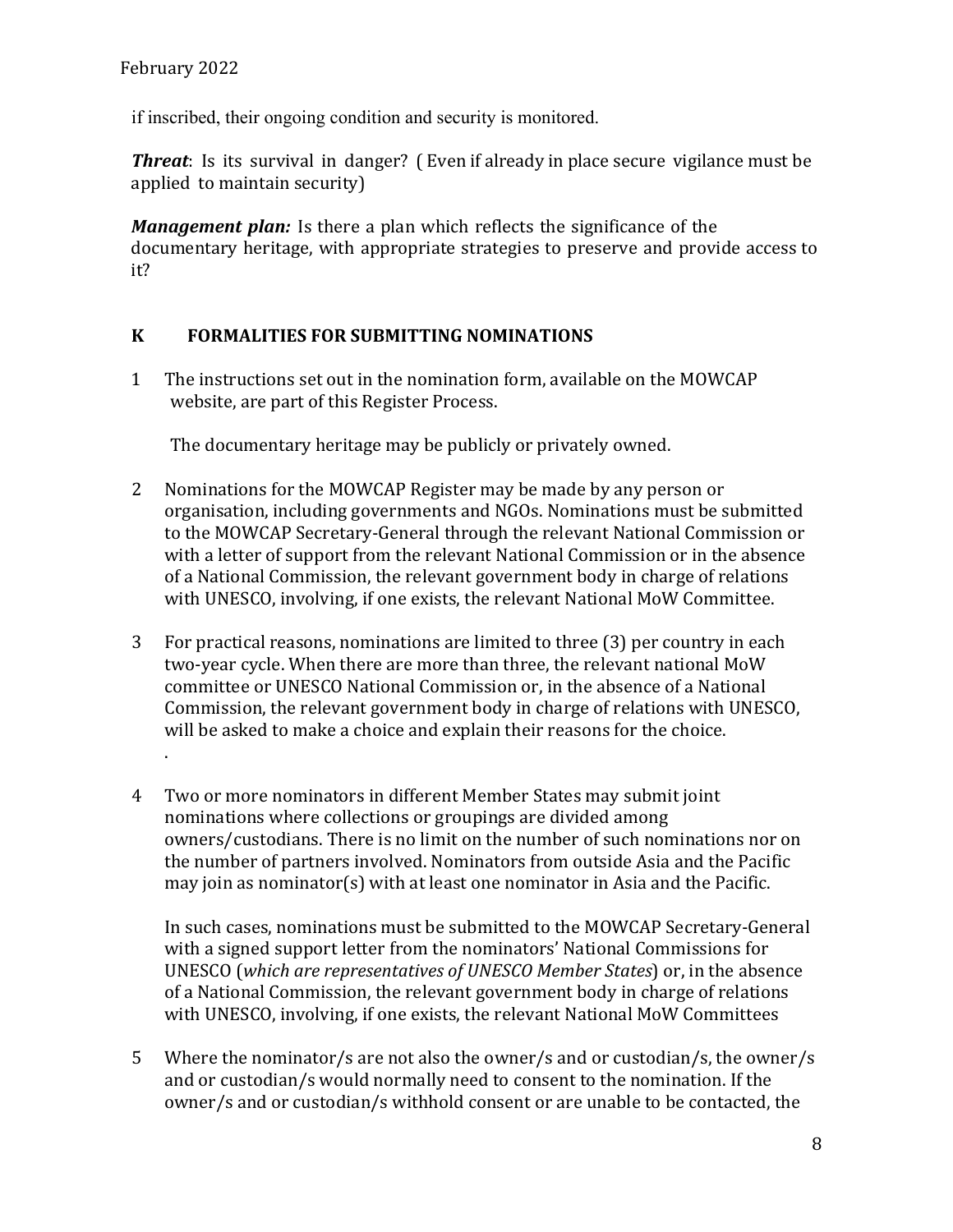if inscribed, their ongoing condition and security is monitored.

***Threat***: Is its survival in danger? ( Even if already in place secure vigilance must be applied to maintain security)

***Management plan:*** Is there a plan which reflects the significance of the documentary heritage, with appropriate strategies to preserve and provide access to it?

## K FORMALITIES FOR SUBMITTING NOMINATIONS

1 The instructions set out in the nomination form, available on the MOWCAP website, are part of this Register Process.

The documentary heritage may be publicly or privately owned.

2 Nominations for the MOWCAP Register may be made by any person or organisation, including governments and NGOs. Nominations must be submitted to the MOWCAP Secretary-General through the relevant National Commission or with a letter of support from the relevant National Commission or in the absence of a National Commission, the relevant government body in charge of relations with UNESCO, involving, if one exists, the relevant National MoW Committee.

3 For practical reasons, nominations are limited to three (3) per country in each two-year cycle. When there are more than three, the relevant national MoW committee or UNESCO National Commission or, in the absence of a National Commission, the relevant government body in charge of relations with UNESCO, will be asked to make a choice and explain their reasons for the choice.
.

4 Two or more nominators in different Member States may submit joint nominations where collections or groupings are divided among owners/custodians. There is no limit on the number of such nominations nor on the number of partners involved. Nominators from outside Asia and the Pacific may join as nominator(s) with at least one nominator in Asia and the Pacific.

In such cases, nominations must be submitted to the MOWCAP Secretary-General with a signed support letter from the nominators' National Commissions for UNESCO (*which are representatives of UNESCO Member States*) or, in the absence of a National Commission, the relevant government body in charge of relations with UNESCO, involving, if one exists, the relevant National MoW Committees

5 Where the nominator/s are not also the owner/s and or custodian/s, the owner/s and or custodian/s would normally need to consent to the nomination. If the owner/s and or custodian/s withhold consent or are unable to be contacted, the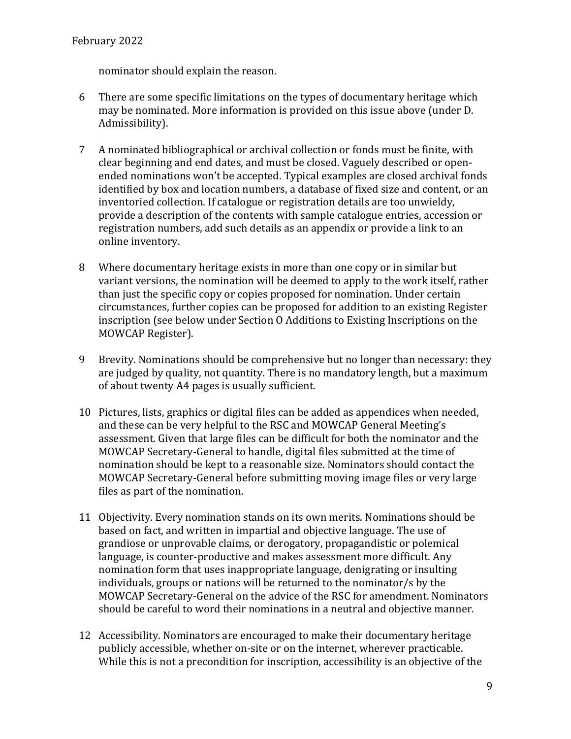nominator should explain the reason.

6 There are some specific limitations on the types of documentary heritage which may be nominated. More information is provided on this issue above (under D. Admissibility).

7 A nominated bibliographical or archival collection or fonds must be finite, with clear beginning and end dates, and must be closed. Vaguely described or open-ended nominations won't be accepted. Typical examples are closed archival fonds identified by box and location numbers, a database of fixed size and content, or an inventoried collection. If catalogue or registration details are too unwieldy, provide a description of the contents with sample catalogue entries, accession or registration numbers, add such details as an appendix or provide a link to an online inventory.

8 Where documentary heritage exists in more than one copy or in similar but variant versions, the nomination will be deemed to apply to the work itself, rather than just the specific copy or copies proposed for nomination. Under certain circumstances, further copies can be proposed for addition to an existing Register inscription (see below under Section O Additions to Existing Inscriptions on the MOWCAP Register).

9 Brevity. Nominations should be comprehensive but no longer than necessary: they are judged by quality, not quantity. There is no mandatory length, but a maximum of about twenty A4 pages is usually sufficient.

10 Pictures, lists, graphics or digital files can be added as appendices when needed, and these can be very helpful to the RSC and MOWCAP General Meeting's assessment. Given that large files can be difficult for both the nominator and the MOWCAP Secretary-General to handle, digital files submitted at the time of nomination should be kept to a reasonable size. Nominators should contact the MOWCAP Secretary-General before submitting moving image files or very large files as part of the nomination.

11 Objectivity. Every nomination stands on its own merits. Nominations should be based on fact, and written in impartial and objective language. The use of grandiose or unprovable claims, or derogatory, propagandistic or polemical language, is counter-productive and makes assessment more difficult. Any nomination form that uses inappropriate language, denigrating or insulting individuals, groups or nations will be returned to the nominator/s by the MOWCAP Secretary-General on the advice of the RSC for amendment. Nominators should be careful to word their nominations in a neutral and objective manner.

12 Accessibility. Nominators are encouraged to make their documentary heritage publicly accessible, whether on-site or on the internet, wherever practicable. While this is not a precondition for inscription, accessibility is an objective of the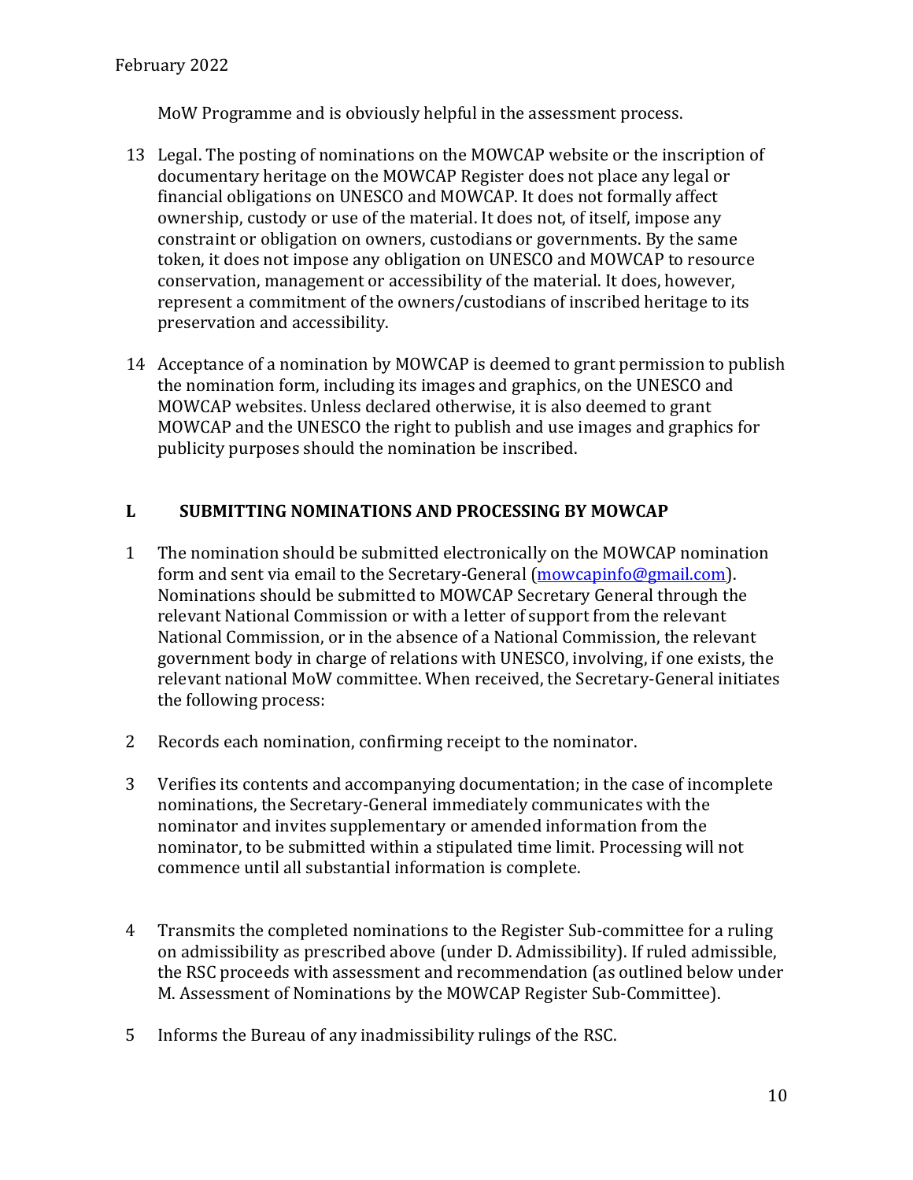MoW Programme and is obviously helpful in the assessment process.

13 Legal. The posting of nominations on the MOWCAP website or the inscription of documentary heritage on the MOWCAP Register does not place any legal or financial obligations on UNESCO and MOWCAP. It does not formally affect ownership, custody or use of the material. It does not, of itself, impose any constraint or obligation on owners, custodians or governments. By the same token, it does not impose any obligation on UNESCO and MOWCAP to resource conservation, management or accessibility of the material. It does, however, represent a commitment of the owners/custodians of inscribed heritage to its preservation and accessibility.

14 Acceptance of a nomination by MOWCAP is deemed to grant permission to publish the nomination form, including its images and graphics, on the UNESCO and MOWCAP websites. Unless declared otherwise, it is also deemed to grant MOWCAP and the UNESCO the right to publish and use images and graphics for publicity purposes should the nomination be inscribed.

## L SUBMITTING NOMINATIONS AND PROCESSING BY MOWCAP

1 The nomination should be submitted electronically on the MOWCAP nomination form and sent via email to the Secretary-General (mowcapinfo@gmail.com). Nominations should be submitted to MOWCAP Secretary General through the relevant National Commission or with a letter of support from the relevant National Commission, or in the absence of a National Commission, the relevant government body in charge of relations with UNESCO, involving, if one exists, the relevant national MoW committee. When received, the Secretary-General initiates the following process:

2 Records each nomination, confirming receipt to the nominator.

3 Verifies its contents and accompanying documentation; in the case of incomplete nominations, the Secretary-General immediately communicates with the nominator and invites supplementary or amended information from the nominator, to be submitted within a stipulated time limit. Processing will not commence until all substantial information is complete.

4 Transmits the completed nominations to the Register Sub-committee for a ruling on admissibility as prescribed above (under D. Admissibility). If ruled admissible, the RSC proceeds with assessment and recommendation (as outlined below under M. Assessment of Nominations by the MOWCAP Register Sub-Committee).

5 Informs the Bureau of any inadmissibility rulings of the RSC.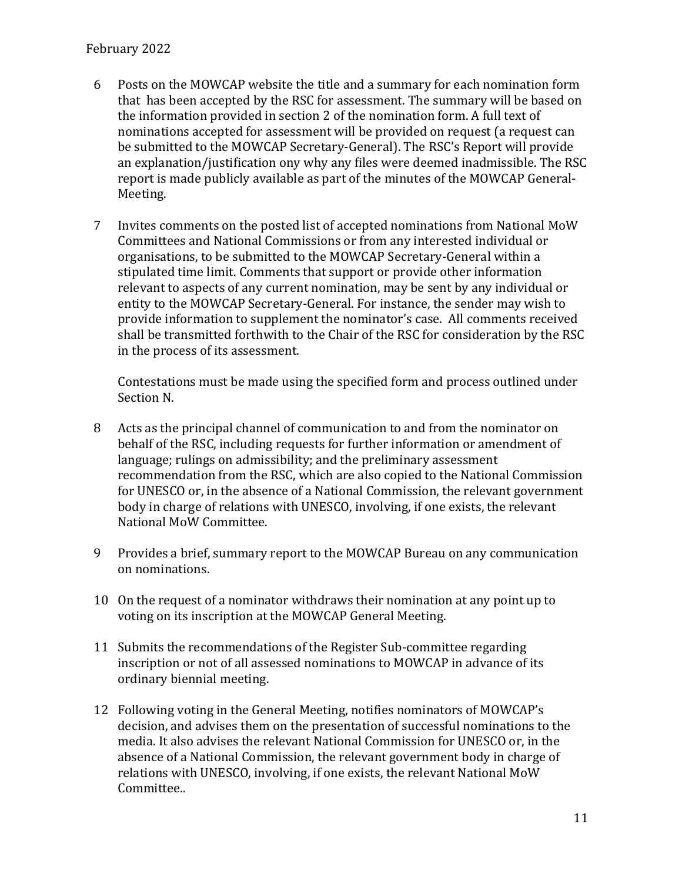6. Posts on the MOWCAP website the title and a summary for each nomination form that has been accepted by the RSC for assessment. The summary will be based on the information provided in section 2 of the nomination form. A full text of nominations accepted for assessment will be provided on request (a request can be submitted to the MOWCAP Secretary-General). The RSC's Report will provide an explanation/justification ony why any files were deemed inadmissible. The RSC report is made publicly available as part of the minutes of the MOWCAP General-Meeting.

7. Invites comments on the posted list of accepted nominations from National MoW Committees and National Commissions or from any interested individual or organisations, to be submitted to the MOWCAP Secretary-General within a stipulated time limit. Comments that support or provide other information relevant to aspects of any current nomination, may be sent by any individual or entity to the MOWCAP Secretary-General. For instance, the sender may wish to provide information to supplement the nominator's case. All comments received shall be transmitted forthwith to the Chair of the RSC for consideration by the RSC in the process of its assessment.

   Contestations must be made using the specified form and process outlined under Section N.

8. Acts as the principal channel of communication to and from the nominator on behalf of the RSC, including requests for further information or amendment of language; rulings on admissibility; and the preliminary assessment recommendation from the RSC, which are also copied to the National Commission for UNESCO or, in the absence of a National Commission, the relevant government body in charge of relations with UNESCO, involving, if one exists, the relevant National MoW Committee.

9. Provides a brief, summary report to the MOWCAP Bureau on any communication on nominations.

10. On the request of a nominator withdraws their nomination at any point up to voting on its inscription at the MOWCAP General Meeting.

11. Submits the recommendations of the Register Sub-committee regarding inscription or not of all assessed nominations to MOWCAP in advance of its ordinary biennial meeting.

12. Following voting in the General Meeting, notifies nominators of MOWCAP's decision, and advises them on the presentation of successful nominations to the media. It also advises the relevant National Commission for UNESCO or, in the absence of a National Commission, the relevant government body in charge of relations with UNESCO, involving, if one exists, the relevant National MoW Committee..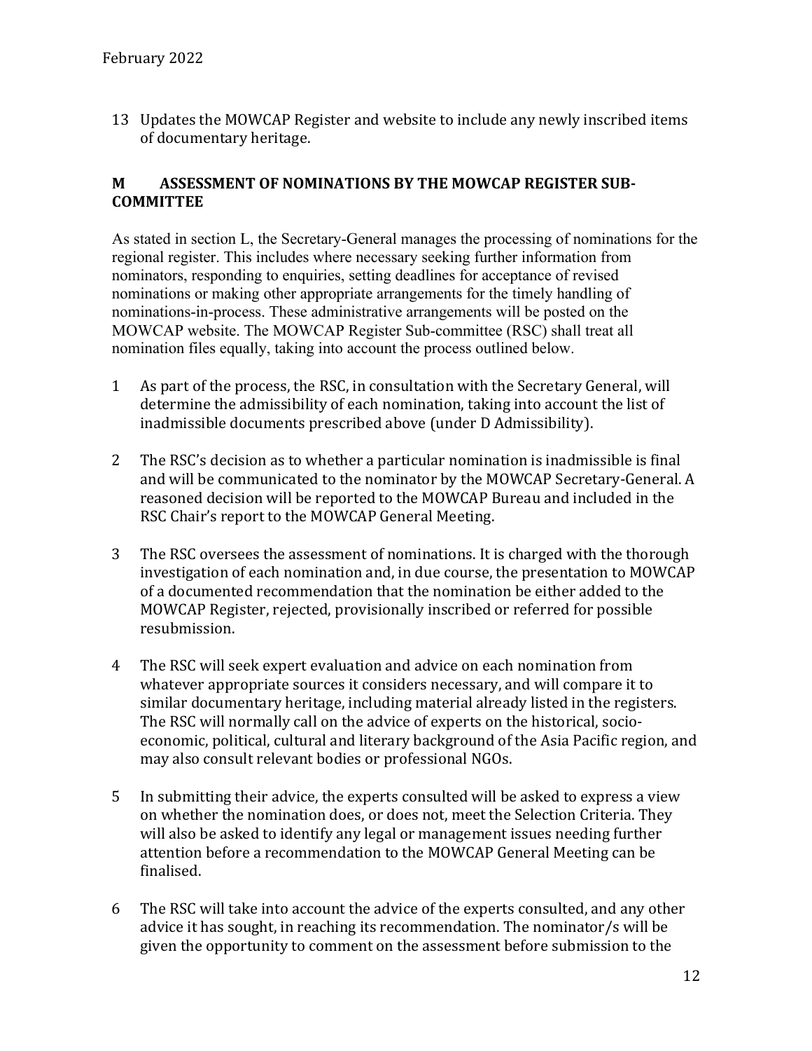13 Updates the MOWCAP Register and website to include any newly inscribed items of documentary heritage.

## M ASSESSMENT OF NOMINATIONS BY THE MOWCAP REGISTER SUB-COMMITTEE

As stated in section L, the Secretary-General manages the processing of nominations for the regional register. This includes where necessary seeking further information from nominators, responding to enquiries, setting deadlines for acceptance of revised nominations or making other appropriate arrangements for the timely handling of nominations-in-process. These administrative arrangements will be posted on the MOWCAP website. The MOWCAP Register Sub-committee (RSC) shall treat all nomination files equally, taking into account the process outlined below.

1 As part of the process, the RSC, in consultation with the Secretary General, will determine the admissibility of each nomination, taking into account the list of inadmissible documents prescribed above (under D Admissibility).

2 The RSC's decision as to whether a particular nomination is inadmissible is final and will be communicated to the nominator by the MOWCAP Secretary-General. A reasoned decision will be reported to the MOWCAP Bureau and included in the RSC Chair's report to the MOWCAP General Meeting.

3 The RSC oversees the assessment of nominations. It is charged with the thorough investigation of each nomination and, in due course, the presentation to MOWCAP of a documented recommendation that the nomination be either added to the MOWCAP Register, rejected, provisionally inscribed or referred for possible resubmission.

4 The RSC will seek expert evaluation and advice on each nomination from whatever appropriate sources it considers necessary, and will compare it to similar documentary heritage, including material already listed in the registers. The RSC will normally call on the advice of experts on the historical, socio-economic, political, cultural and literary background of the Asia Pacific region, and may also consult relevant bodies or professional NGOs.

5 In submitting their advice, the experts consulted will be asked to express a view on whether the nomination does, or does not, meet the Selection Criteria. They will also be asked to identify any legal or management issues needing further attention before a recommendation to the MOWCAP General Meeting can be finalised.

6 The RSC will take into account the advice of the experts consulted, and any other advice it has sought, in reaching its recommendation. The nominator/s will be given the opportunity to comment on the assessment before submission to the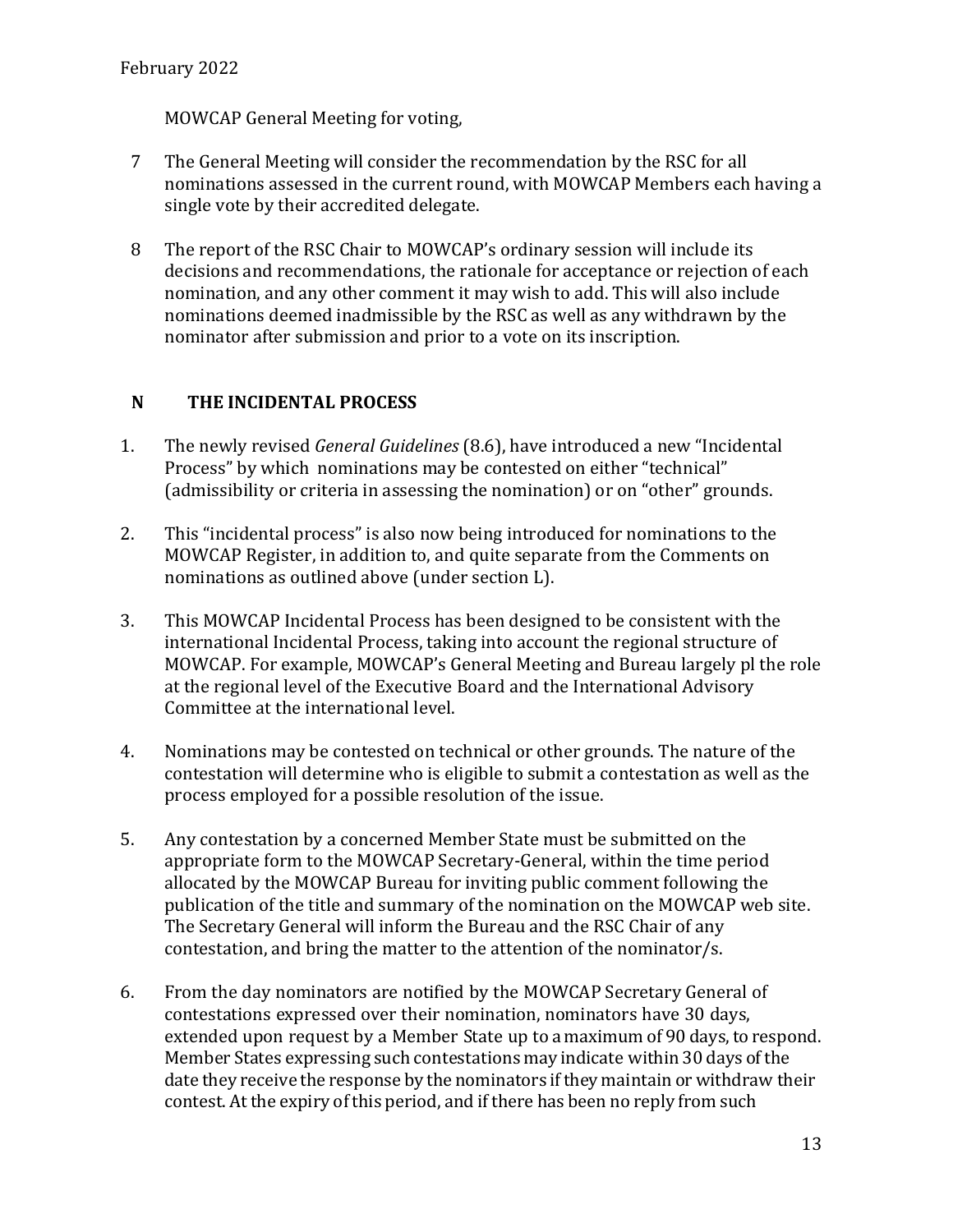MOWCAP General Meeting for voting,

7 The General Meeting will consider the recommendation by the RSC for all nominations assessed in the current round, with MOWCAP Members each having a single vote by their accredited delegate.

8 The report of the RSC Chair to MOWCAP's ordinary session will include its decisions and recommendations, the rationale for acceptance or rejection of each nomination, and any other comment it may wish to add. This will also include nominations deemed inadmissible by the RSC as well as any withdrawn by the nominator after submission and prior to a vote on its inscription.

## N THE INCIDENTAL PROCESS

1. The newly revised *General Guidelines* (8.6), have introduced a new "Incidental Process" by which nominations may be contested on either "technical" (admissibility or criteria in assessing the nomination) or on "other" grounds.

2. This "incidental process" is also now being introduced for nominations to the MOWCAP Register, in addition to, and quite separate from the Comments on nominations as outlined above (under section L).

3. This MOWCAP Incidental Process has been designed to be consistent with the international Incidental Process, taking into account the regional structure of MOWCAP. For example, MOWCAP's General Meeting and Bureau largely pl the role at the regional level of the Executive Board and the International Advisory Committee at the international level.

4. Nominations may be contested on technical or other grounds. The nature of the contestation will determine who is eligible to submit a contestation as well as the process employed for a possible resolution of the issue.

5. Any contestation by a concerned Member State must be submitted on the appropriate form to the MOWCAP Secretary-General, within the time period allocated by the MOWCAP Bureau for inviting public comment following the publication of the title and summary of the nomination on the MOWCAP web site. The Secretary General will inform the Bureau and the RSC Chair of any contestation, and bring the matter to the attention of the nominator/s.

6. From the day nominators are notified by the MOWCAP Secretary General of contestations expressed over their nomination, nominators have 30 days, extended upon request by a Member State up to a maximum of 90 days, to respond. Member States expressing such contestations may indicate within 30 days of the date they receive the response by the nominators if they maintain or withdraw their contest. At the expiry of this period, and if there has been no reply from such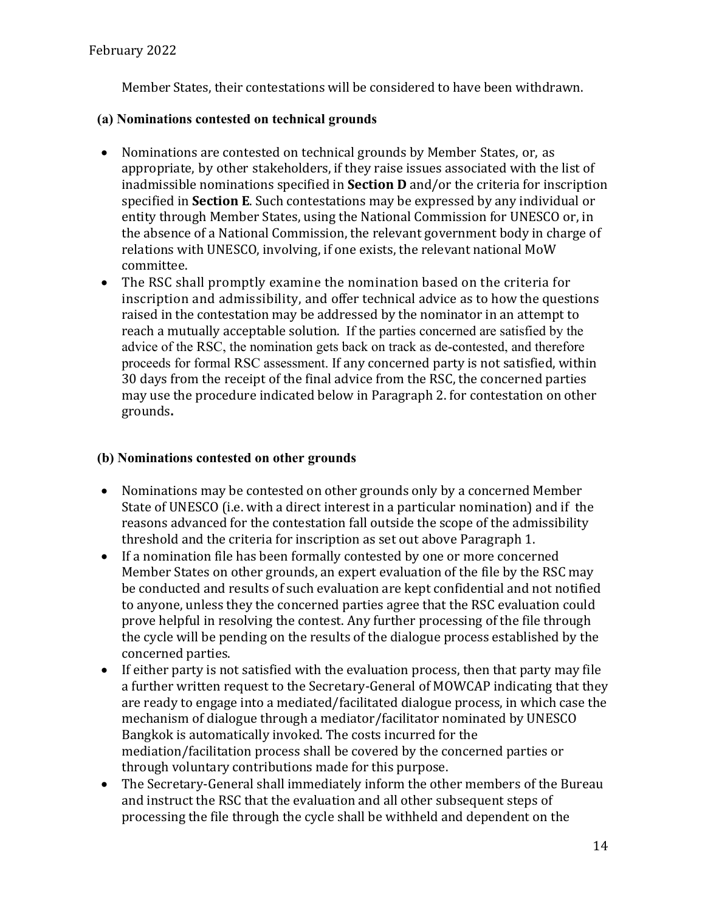Member States, their contestations will be considered to have been withdrawn.

**(a) Nominations contested on technical grounds**

- Nominations are contested on technical grounds by Member States, or, as appropriate, by other stakeholders, if they raise issues associated with the list of inadmissible nominations specified in **Section D** and/or the criteria for inscription specified in **Section E**. Such contestations may be expressed by any individual or entity through Member States, using the National Commission for UNESCO or, in the absence of a National Commission, the relevant government body in charge of relations with UNESCO, involving, if one exists, the relevant national MoW committee.
- The RSC shall promptly examine the nomination based on the criteria for inscription and admissibility, and offer technical advice as to how the questions raised in the contestation may be addressed by the nominator in an attempt to reach a mutually acceptable solution. If the parties concerned are satisfied by the advice of the RSC, the nomination gets back on track as de-contested, and therefore proceeds for formal RSC assessment. If any concerned party is not satisfied, within 30 days from the receipt of the final advice from the RSC, the concerned parties may use the procedure indicated below in Paragraph 2. for contestation on other grounds**.**

**(b) Nominations contested on other grounds**

- Nominations may be contested on other grounds only by a concerned Member State of UNESCO (i.e. with a direct interest in a particular nomination) and if the reasons advanced for the contestation fall outside the scope of the admissibility threshold and the criteria for inscription as set out above Paragraph 1.
- If a nomination file has been formally contested by one or more concerned Member States on other grounds, an expert evaluation of the file by the RSC may be conducted and results of such evaluation are kept confidential and not notified to anyone, unless they the concerned parties agree that the RSC evaluation could prove helpful in resolving the contest. Any further processing of the file through the cycle will be pending on the results of the dialogue process established by the concerned parties.
- If either party is not satisfied with the evaluation process, then that party may file a further written request to the Secretary-General of MOWCAP indicating that they are ready to engage into a mediated/facilitated dialogue process, in which case the mechanism of dialogue through a mediator/facilitator nominated by UNESCO Bangkok is automatically invoked. The costs incurred for the mediation/facilitation process shall be covered by the concerned parties or through voluntary contributions made for this purpose.
- The Secretary-General shall immediately inform the other members of the Bureau and instruct the RSC that the evaluation and all other subsequent steps of processing the file through the cycle shall be withheld and dependent on the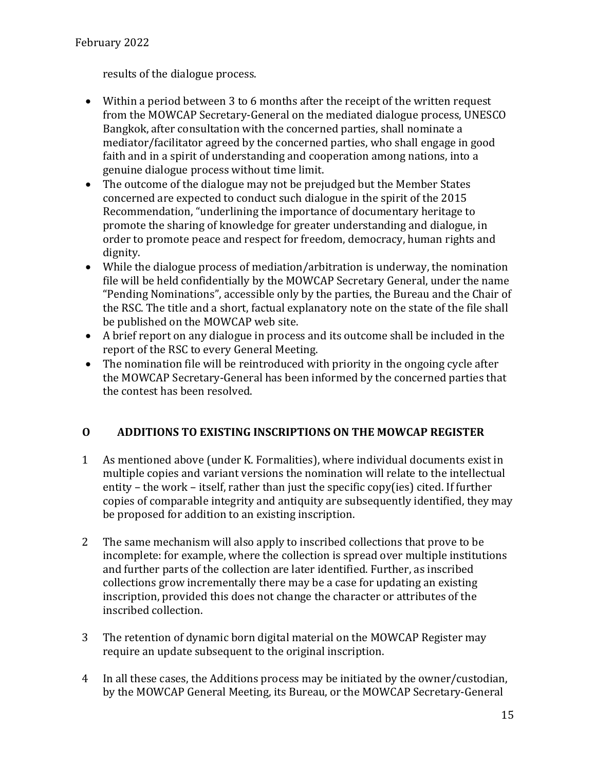results of the dialogue process.

- Within a period between 3 to 6 months after the receipt of the written request from the MOWCAP Secretary-General on the mediated dialogue process, UNESCO Bangkok, after consultation with the concerned parties, shall nominate a mediator/facilitator agreed by the concerned parties, who shall engage in good faith and in a spirit of understanding and cooperation among nations, into a genuine dialogue process without time limit.
- The outcome of the dialogue may not be prejudged but the Member States concerned are expected to conduct such dialogue in the spirit of the 2015 Recommendation, "underlining the importance of documentary heritage to promote the sharing of knowledge for greater understanding and dialogue, in order to promote peace and respect for freedom, democracy, human rights and dignity.
- While the dialogue process of mediation/arbitration is underway, the nomination file will be held confidentially by the MOWCAP Secretary General, under the name "Pending Nominations", accessible only by the parties, the Bureau and the Chair of the RSC. The title and a short, factual explanatory note on the state of the file shall be published on the MOWCAP web site.
- A brief report on any dialogue in process and its outcome shall be included in the report of the RSC to every General Meeting.
- The nomination file will be reintroduced with priority in the ongoing cycle after the MOWCAP Secretary-General has been informed by the concerned parties that the contest has been resolved.

## O ADDITIONS TO EXISTING INSCRIPTIONS ON THE MOWCAP REGISTER

1 As mentioned above (under K. Formalities), where individual documents exist in multiple copies and variant versions the nomination will relate to the intellectual entity – the work – itself, rather than just the specific copy(ies) cited. If further copies of comparable integrity and antiquity are subsequently identified, they may be proposed for addition to an existing inscription.

2 The same mechanism will also apply to inscribed collections that prove to be incomplete: for example, where the collection is spread over multiple institutions and further parts of the collection are later identified. Further, as inscribed collections grow incrementally there may be a case for updating an existing inscription, provided this does not change the character or attributes of the inscribed collection.

3 The retention of dynamic born digital material on the MOWCAP Register may require an update subsequent to the original inscription.

4 In all these cases, the Additions process may be initiated by the owner/custodian, by the MOWCAP General Meeting, its Bureau, or the MOWCAP Secretary-General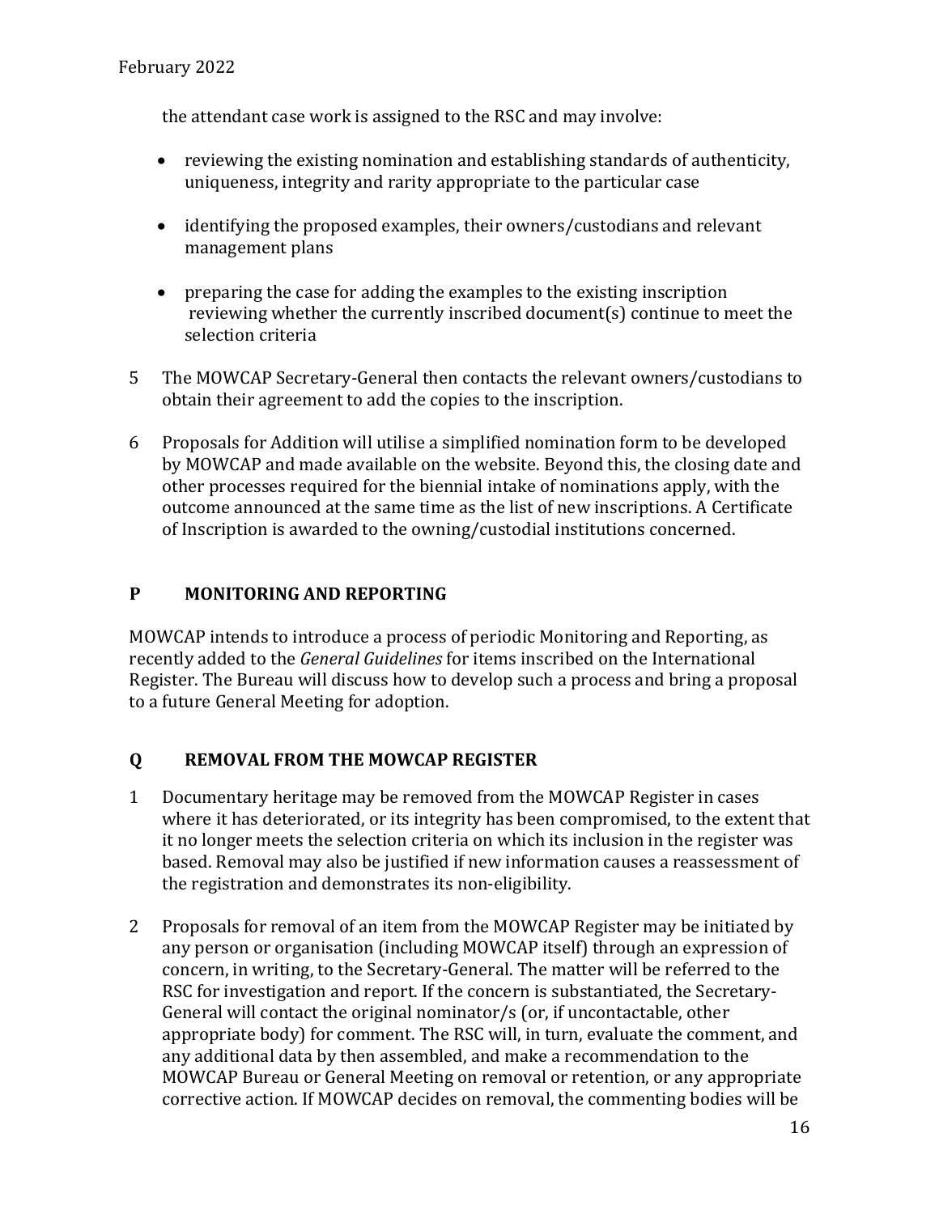the attendant case work is assigned to the RSC and may involve:

- reviewing the existing nomination and establishing standards of authenticity, uniqueness, integrity and rarity appropriate to the particular case
- identifying the proposed examples, their owners/custodians and relevant management plans
- preparing the case for adding the examples to the existing inscription reviewing whether the currently inscribed document(s) continue to meet the selection criteria

5 The MOWCAP Secretary-General then contacts the relevant owners/custodians to obtain their agreement to add the copies to the inscription.

6 Proposals for Addition will utilise a simplified nomination form to be developed by MOWCAP and made available on the website. Beyond this, the closing date and other processes required for the biennial intake of nominations apply, with the outcome announced at the same time as the list of new inscriptions. A Certificate of Inscription is awarded to the owning/custodial institutions concerned.

## P MONITORING AND REPORTING

MOWCAP intends to introduce a process of periodic Monitoring and Reporting, as recently added to the *General Guidelines* for items inscribed on the International Register. The Bureau will discuss how to develop such a process and bring a proposal to a future General Meeting for adoption.

## Q REMOVAL FROM THE MOWCAP REGISTER

1 Documentary heritage may be removed from the MOWCAP Register in cases where it has deteriorated, or its integrity has been compromised, to the extent that it no longer meets the selection criteria on which its inclusion in the register was based. Removal may also be justified if new information causes a reassessment of the registration and demonstrates its non-eligibility.

2 Proposals for removal of an item from the MOWCAP Register may be initiated by any person or organisation (including MOWCAP itself) through an expression of concern, in writing, to the Secretary-General. The matter will be referred to the RSC for investigation and report. If the concern is substantiated, the Secretary-General will contact the original nominator/s (or, if uncontactable, other appropriate body) for comment. The RSC will, in turn, evaluate the comment, and any additional data by then assembled, and make a recommendation to the MOWCAP Bureau or General Meeting on removal or retention, or any appropriate corrective action. If MOWCAP decides on removal, the commenting bodies will be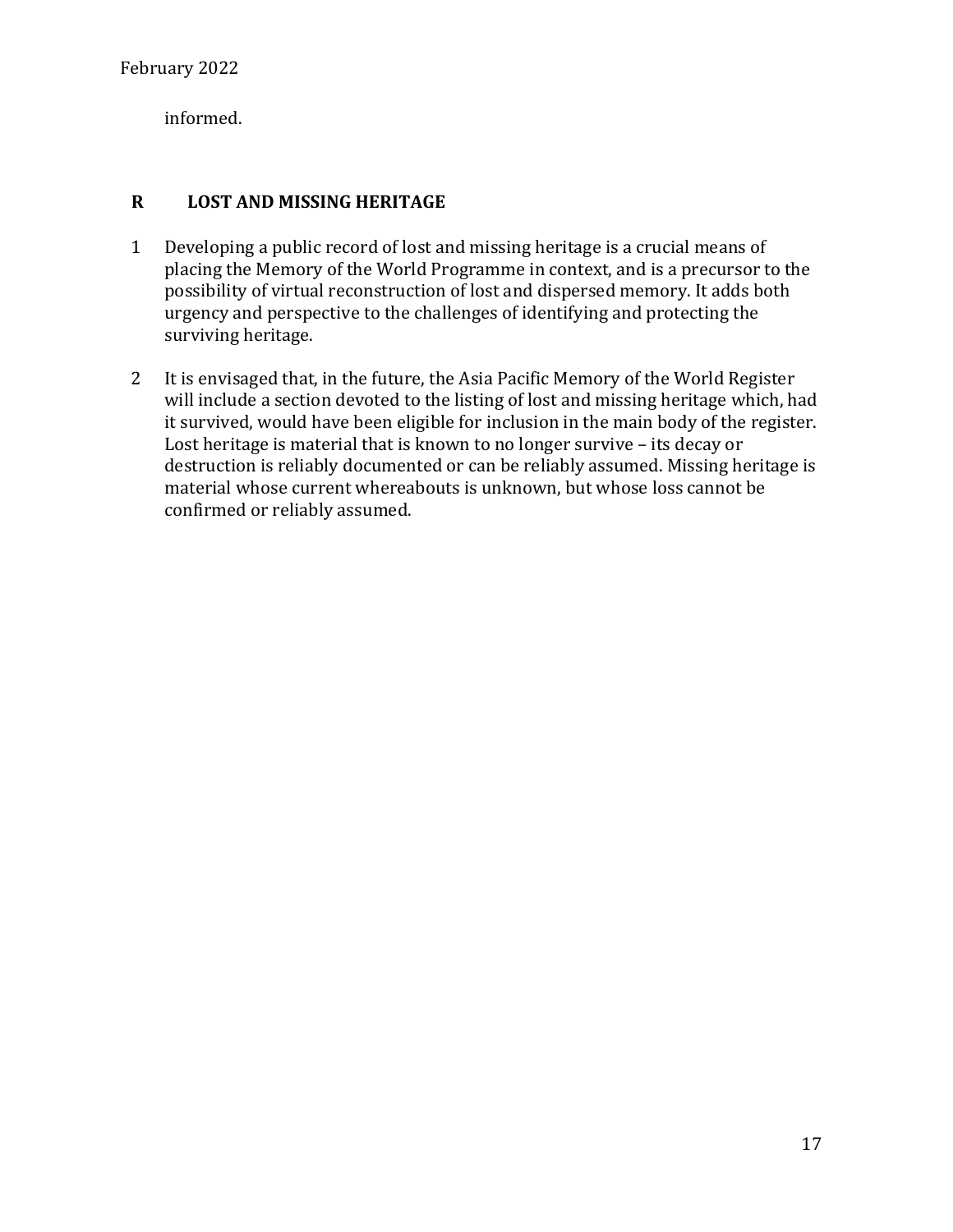informed.

## R LOST AND MISSING HERITAGE

1. Developing a public record of lost and missing heritage is a crucial means of placing the Memory of the World Programme in context, and is a precursor to the possibility of virtual reconstruction of lost and dispersed memory. It adds both urgency and perspective to the challenges of identifying and protecting the surviving heritage.

2. It is envisaged that, in the future, the Asia Pacific Memory of the World Register will include a section devoted to the listing of lost and missing heritage which, had it survived, would have been eligible for inclusion in the main body of the register. Lost heritage is material that is known to no longer survive – its decay or destruction is reliably documented or can be reliably assumed. Missing heritage is material whose current whereabouts is unknown, but whose loss cannot be confirmed or reliably assumed.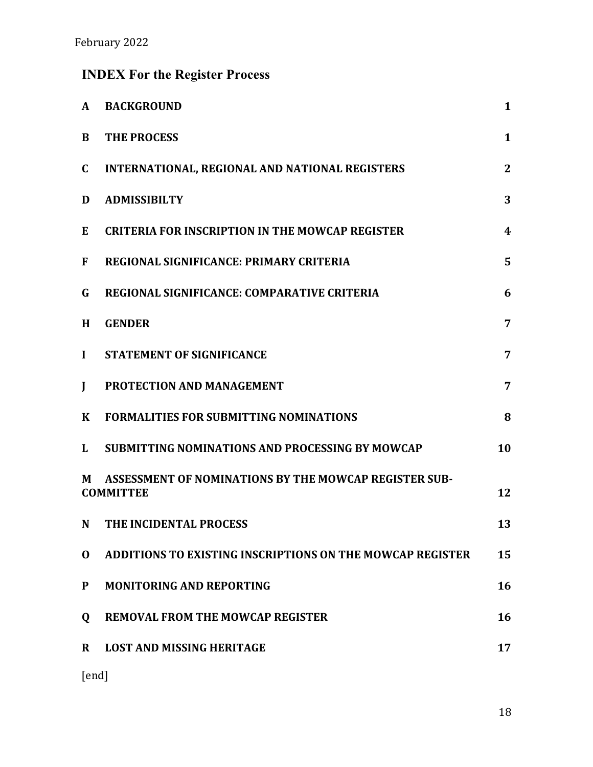February 2022

## INDEX For the Register Process

| | | |
|---|---|---|
| **A** | **BACKGROUND** | **1** |
| **B** | **THE PROCESS** | **1** |
| **C** | **INTERNATIONAL, REGIONAL AND NATIONAL REGISTERS** | **2** |
| **D** | **ADMISSIBILTY** | **3** |
| **E** | **CRITERIA FOR INSCRIPTION IN THE MOWCAP REGISTER** | **4** |
| **F** | **REGIONAL SIGNIFICANCE: PRIMARY CRITERIA** | **5** |
| **G** | **REGIONAL SIGNIFICANCE: COMPARATIVE CRITERIA** | **6** |
| **H** | **GENDER** | **7** |
| **I** | **STATEMENT OF SIGNIFICANCE** | **7** |
| **J** | **PROTECTION AND MANAGEMENT** | **7** |
| **K** | **FORMALITIES FOR SUBMITTING NOMINATIONS** | **8** |
| **L** | **SUBMITTING NOMINATIONS AND PROCESSING BY MOWCAP** | **10** |
| **M** | **ASSESSMENT OF NOMINATIONS BY THE MOWCAP REGISTER SUB-COMMITTEE** | **12** |
| **N** | **THE INCIDENTAL PROCESS** | **13** |
| **O** | **ADDITIONS TO EXISTING INSCRIPTIONS ON THE MOWCAP REGISTER** | **15** |
| **P** | **MONITORING AND REPORTING** | **16** |
| **Q** | **REMOVAL FROM THE MOWCAP REGISTER** | **16** |
| **R** | **LOST AND MISSING HERITAGE** | **17** |

[end]